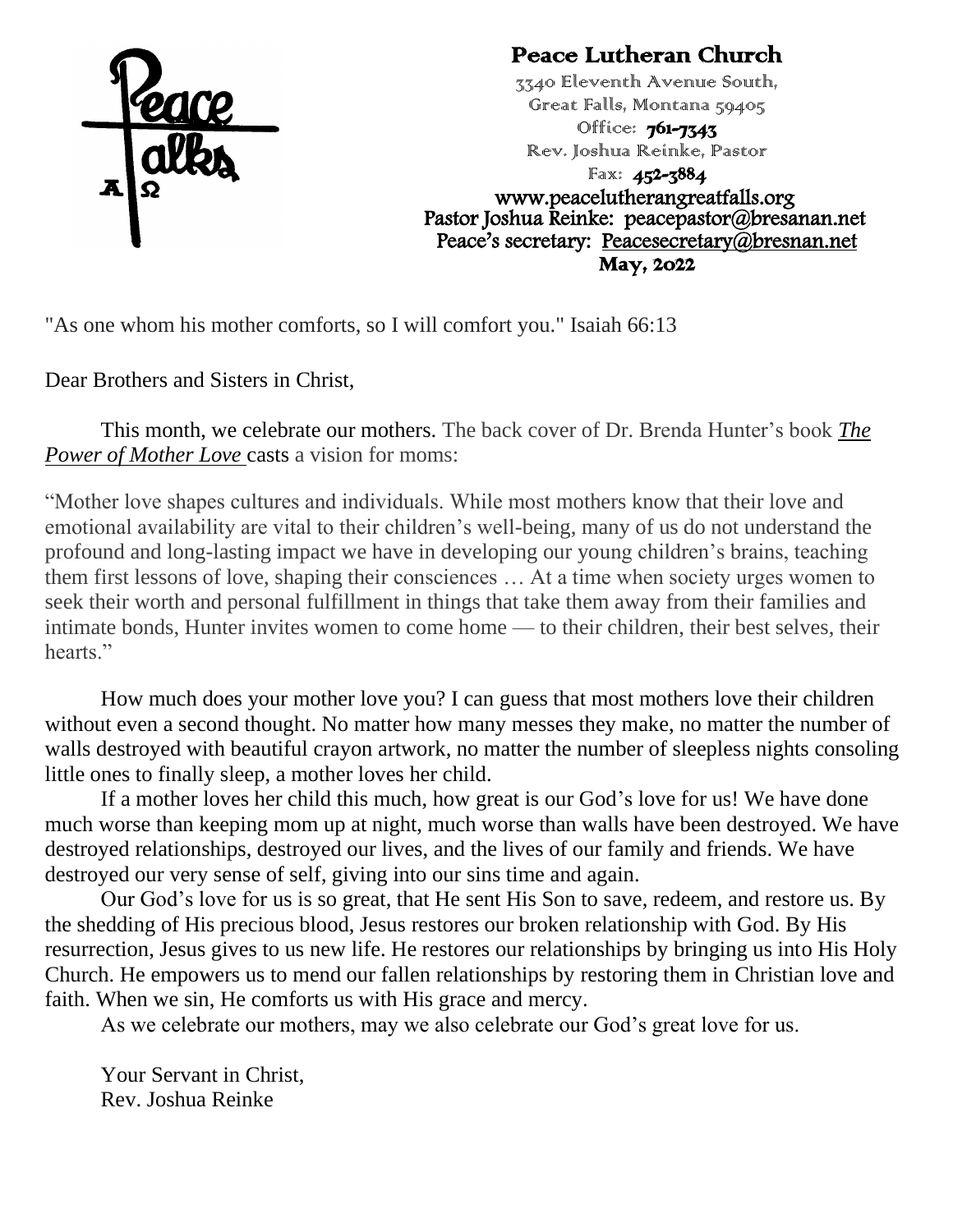# Peace Lutheran Church

3340 Eleventh Avenue South,
Great Falls, Montana 59405
Office: **761-7343**
Rev. Joshua Reinke, Pastor
Fax: **452-3884**
www.peacelutherangreatfalls.org
Pastor Joshua Reinke: peacepastor@bresanan.net
Peace's secretary: Peacesecretary@bresnan.net
**May, 2022**

"As one whom his mother comforts, so I will comfort you." Isaiah 66:13

Dear Brothers and Sisters in Christ,

This month, we celebrate our mothers. The back cover of Dr. Brenda Hunter's book ***The Power of Mother Love*** casts a vision for moms:

"Mother love shapes cultures and individuals. While most mothers know that their love and emotional availability are vital to their children's well-being, many of us do not understand the profound and long-lasting impact we have in developing our young children's brains, teaching them first lessons of love, shaping their consciences … At a time when society urges women to seek their worth and personal fulfillment in things that take them away from their families and intimate bonds, Hunter invites women to come home — to their children, their best selves, their hearts."

How much does your mother love you? I can guess that most mothers love their children without even a second thought. No matter how many messes they make, no matter the number of walls destroyed with beautiful crayon artwork, no matter the number of sleepless nights consoling little ones to finally sleep, a mother loves her child.

If a mother loves her child this much, how great is our God's love for us! We have done much worse than keeping mom up at night, much worse than walls have been destroyed. We have destroyed relationships, destroyed our lives, and the lives of our family and friends. We have destroyed our very sense of self, giving into our sins time and again.

Our God's love for us is so great, that He sent His Son to save, redeem, and restore us. By the shedding of His precious blood, Jesus restores our broken relationship with God. By His resurrection, Jesus gives to us new life. He restores our relationships by bringing us into His Holy Church. He empowers us to mend our fallen relationships by restoring them in Christian love and faith. When we sin, He comforts us with His grace and mercy.

As we celebrate our mothers, may we also celebrate our God's great love for us.

Your Servant in Christ,
Rev. Joshua Reinke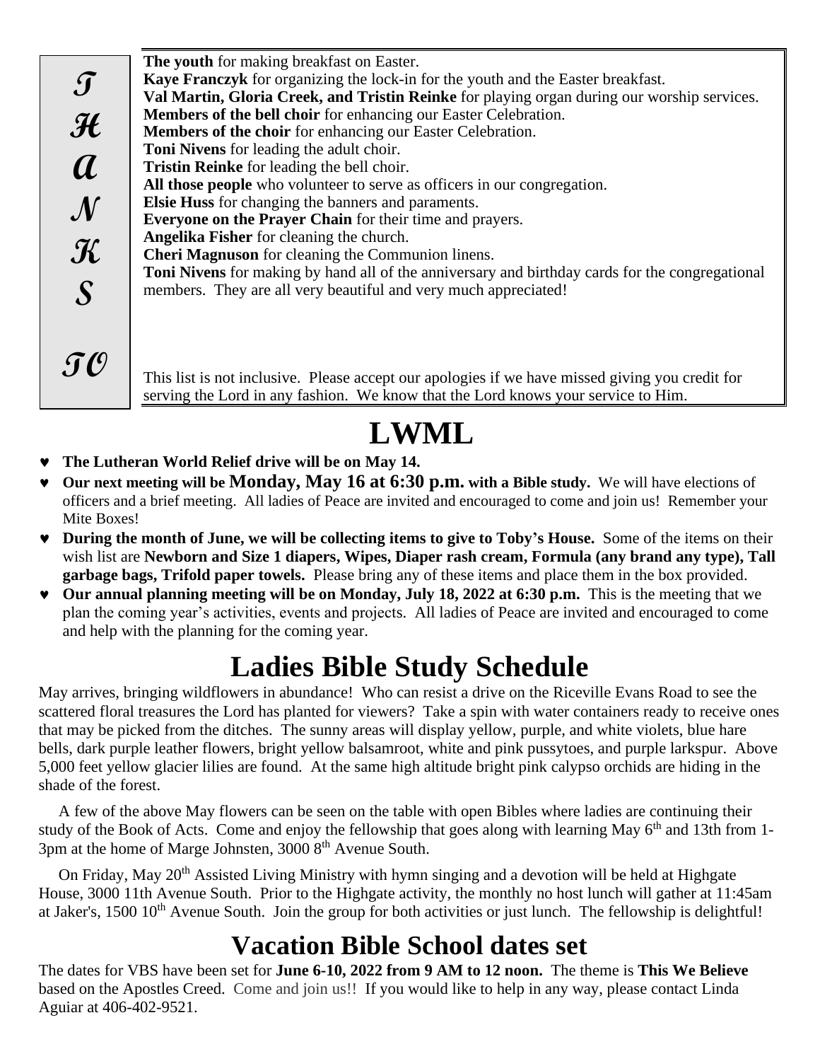**THANKS TO**

**The youth** for making breakfast on Easter.
**Kaye Franczyk** for organizing the lock-in for the youth and the Easter breakfast.
**Val Martin, Gloria Creek, and Tristin Reinke** for playing organ during our worship services.
**Members of the bell choir** for enhancing our Easter Celebration.
**Members of the choir** for enhancing our Easter Celebration.
**Toni Nivens** for leading the adult choir.
**Tristin Reinke** for leading the bell choir.
**All those people** who volunteer to serve as officers in our congregation.
**Elsie Huss** for changing the banners and paraments.
**Everyone on the Prayer Chain** for their time and prayers.
**Angelika Fisher** for cleaning the church.
**Cheri Magnuson** for cleaning the Communion linens.
**Toni Nivens** for making by hand all of the anniversary and birthday cards for the congregational members. They are all very beautiful and very much appreciated!

This list is not inclusive. Please accept our apologies if we have missed giving you credit for serving the Lord in any fashion. We know that the Lord knows your service to Him.

# LWML

- **The Lutheran World Relief drive will be on May 14.**
- **Our next meeting will be Monday, May 16 at 6:30 p.m. with a Bible study.** We will have elections of officers and a brief meeting. All ladies of Peace are invited and encouraged to come and join us! Remember your Mite Boxes!
- **During the month of June, we will be collecting items to give to Toby's House.** Some of the items on their wish list are **Newborn and Size 1 diapers, Wipes, Diaper rash cream, Formula (any brand any type), Tall garbage bags, Trifold paper towels.** Please bring any of these items and place them in the box provided.
- **Our annual planning meeting will be on Monday, July 18, 2022 at 6:30 p.m.** This is the meeting that we plan the coming year's activities, events and projects. All ladies of Peace are invited and encouraged to come and help with the planning for the coming year.

# Ladies Bible Study Schedule

May arrives, bringing wildflowers in abundance! Who can resist a drive on the Riceville Evans Road to see the scattered floral treasures the Lord has planted for viewers? Take a spin with water containers ready to receive ones that may be picked from the ditches. The sunny areas will display yellow, purple, and white violets, blue hare bells, dark purple leather flowers, bright yellow balsamroot, white and pink pussytoes, and purple larkspur. Above 5,000 feet yellow glacier lilies are found. At the same high altitude bright pink calypso orchids are hiding in the shade of the forest.

A few of the above May flowers can be seen on the table with open Bibles where ladies are continuing their study of the Book of Acts. Come and enjoy the fellowship that goes along with learning May 6th and 13th from 1-3pm at the home of Marge Johnsten, 3000 8th Avenue South.

On Friday, May 20th Assisted Living Ministry with hymn singing and a devotion will be held at Highgate House, 3000 11th Avenue South. Prior to the Highgate activity, the monthly no host lunch will gather at 11:45am at Jaker's, 1500 10th Avenue South. Join the group for both activities or just lunch. The fellowship is delightful!

# Vacation Bible School dates set

The dates for VBS have been set for **June 6-10, 2022 from 9 AM to 12 noon.** The theme is **This We Believe** based on the Apostles Creed. Come and join us!! If you would like to help in any way, please contact Linda Aguiar at 406-402-9521.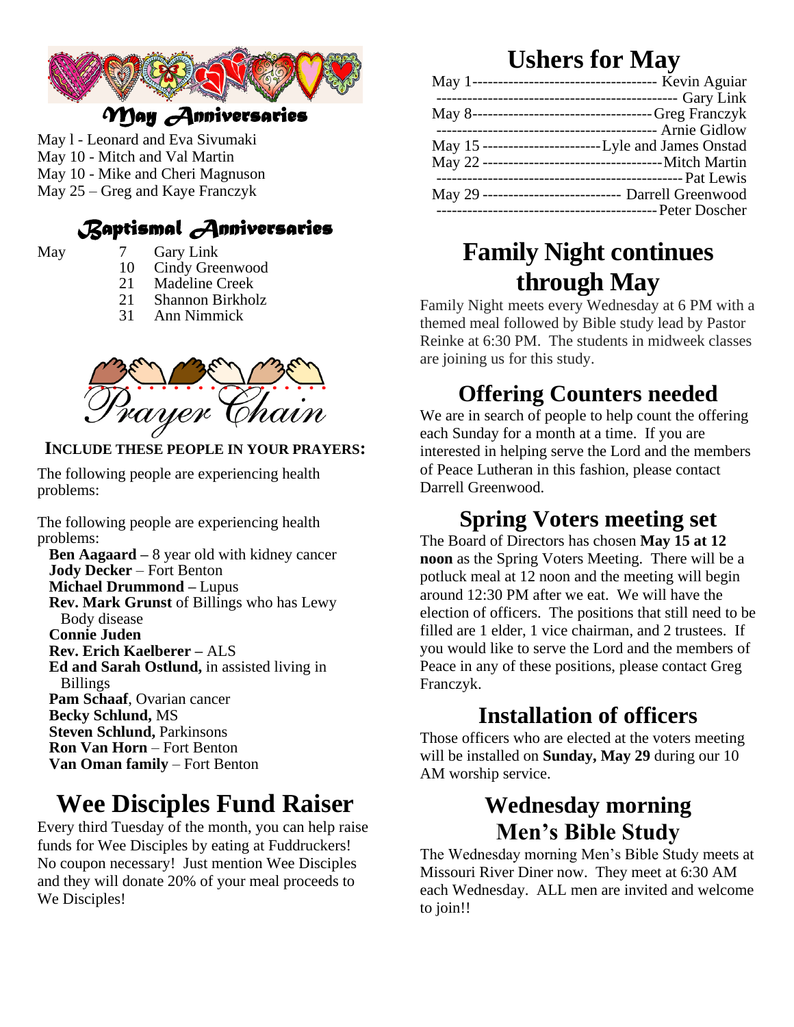## May Anniversaries

May l - Leonard and Eva Sivumaki
May 10 - Mitch and Val Martin
May 10 - Mike and Cheri Magnuson
May 25 – Greg and Kaye Franczyk

## Baptismal Anniversaries

May
- 7 Gary Link
- 10 Cindy Greenwood
- 21 Madeline Creek
- 21 Shannon Birkholz
- 31 Ann Nimmick

## Prayer Chain

**INCLUDE THESE PEOPLE IN YOUR PRAYERS:**

The following people are experiencing health problems:

The following people are experiencing health problems:

- **Ben Aagaard –** 8 year old with kidney cancer
- **Jody Decker** – Fort Benton
- **Michael Drummond –** Lupus
- **Rev. Mark Grunst** of Billings who has Lewy Body disease
- **Connie Juden**
- **Rev. Erich Kaelberer –** ALS
- **Ed and Sarah Ostlund,** in assisted living in Billings
- **Pam Schaaf**, Ovarian cancer
- **Becky Schlund,** MS
- **Steven Schlund,** Parkinsons
- **Ron Van Horn** – Fort Benton
- **Van Oman family** – Fort Benton

## Wee Disciples Fund Raiser

Every third Tuesday of the month, you can help raise funds for Wee Disciples by eating at Fuddruckers! No coupon necessary! Just mention Wee Disciples and they will donate 20% of your meal proceeds to We Disciples!

## Ushers for May

May 1------------------------------------ Kevin Aguiar
------------------------------------------------ Gary Link
May 8-----------------------------------Greg Franczyk
------------------------------------------- Arnie Gidlow
May 15 ----------------------Lyle and James Onstad
May 22 ----------------------------------Mitch Martin
------------------------------------------------ Pat Lewis
May 29 -------------------------- Darrell Greenwood
-------------------------------------------Peter Doscher

## Family Night continues through May

Family Night meets every Wednesday at 6 PM with a themed meal followed by Bible study lead by Pastor Reinke at 6:30 PM. The students in midweek classes are joining us for this study.

## Offering Counters needed

We are in search of people to help count the offering each Sunday for a month at a time. If you are interested in helping serve the Lord and the members of Peace Lutheran in this fashion, please contact Darrell Greenwood.

## Spring Voters meeting set

The Board of Directors has chosen **May 15 at 12 noon** as the Spring Voters Meeting. There will be a potluck meal at 12 noon and the meeting will begin around 12:30 PM after we eat. We will have the election of officers. The positions that still need to be filled are 1 elder, 1 vice chairman, and 2 trustees. If you would like to serve the Lord and the members of Peace in any of these positions, please contact Greg Franczyk.

## Installation of officers

Those officers who are elected at the voters meeting will be installed on **Sunday, May 29** during our 10 AM worship service.

## Wednesday morning Men's Bible Study

The Wednesday morning Men's Bible Study meets at Missouri River Diner now. They meet at 6:30 AM each Wednesday. ALL men are invited and welcome to join!!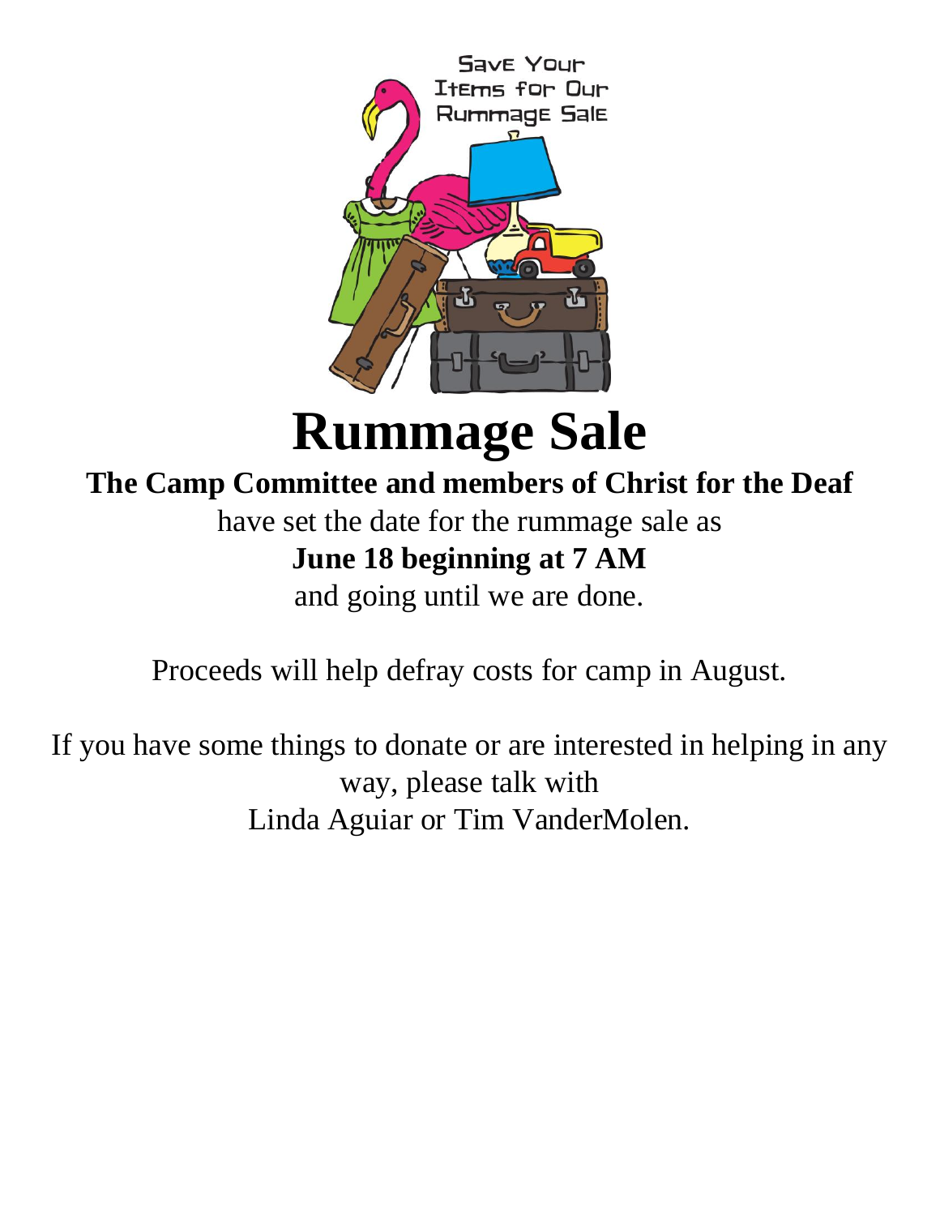# Rummage Sale

**The Camp Committee and members of Christ for the Deaf**

have set the date for the rummage sale as

**June 18 beginning at 7 AM**

and going until we are done.

Proceeds will help defray costs for camp in August.

If you have some things to donate or are interested in helping in any way, please talk with Linda Aguiar or Tim VanderMolen.